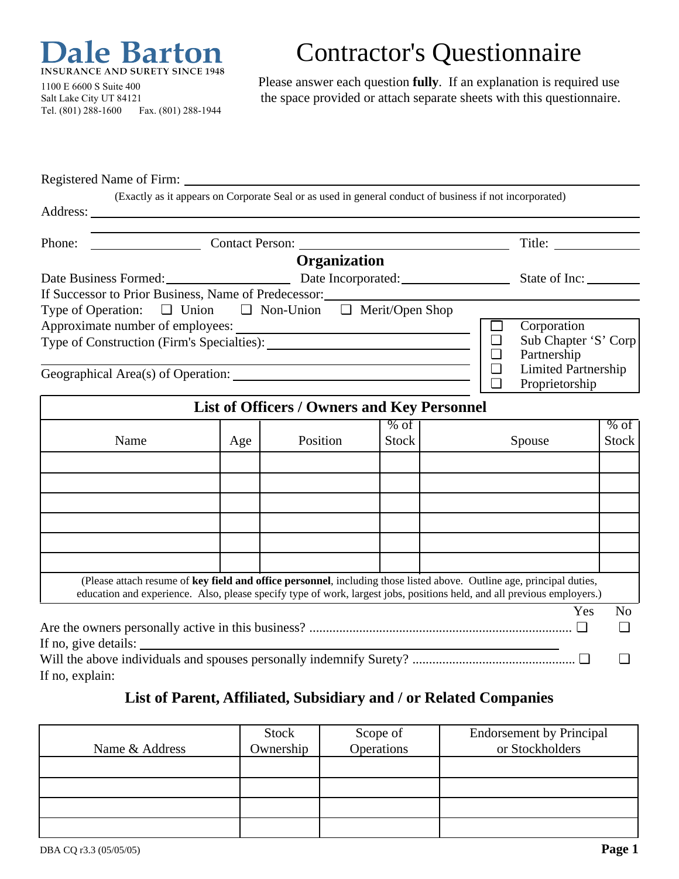**Dale Barton**
INSURANCE AND SURETY SINCE 1948
1100 E 6600 S Suite 400
Salt Lake City UT 84121
Tel. (801) 288-1600 Fax. (801) 288-1944

# Contractor's Questionnaire

Please answer each question **fully**. If an explanation is required use the space provided or attach separate sheets with this questionnaire.

Registered Name of Firm: ____________________

(Exactly as it appears on Corporate Seal or as used in general conduct of business if not incorporated)

Address: ____________________

Phone: __________ Contact Person: ____________________ Title: __________

## Organization

Date Business Formed: __________ Date Incorporated: __________ State of Inc: __________

If Successor to Prior Business, Name of Predecessor: ____________________

Type of Operation: ❑ Union ❑ Non-Union ❑ Merit/Open Shop

Approximate number of employees: ____________________

Type of Construction (Firm's Specialties): ____________________

Geographical Area(s) of Operation: ____________________

❑ Corporation
❑ Sub Chapter 'S' Corp
❑ Partnership
❑ Limited Partnership
❑ Proprietorship

## List of Officers / Owners and Key Personnel

| Name | Age | Position | % of Stock | Spouse | % of Stock |
|---|---|---|---|---|---|
| | | | | | |
| | | | | | |
| | | | | | |
| | | | | | |
| | | | | | |
| | | | | | |

(Please attach resume of **key field and office personnel**, including those listed above. Outline age, principal duties, education and experience. Also, please specify type of work, largest jobs, positions held, and all previous employers.)

| | Yes | No |
|---|---|---|
| Are the owners personally active in this business? | ❑ | ❑ |
| Will the above individuals and spouses personally indemnify Surety? | ❑ | ❑ |

If no, give details: ____________________

If no, explain:

## List of Parent, Affiliated, Subsidiary and / or Related Companies

| Name & Address | Stock Ownership | Scope of Operations | Endorsement by Principal or Stockholders |
|---|---|---|---|
| | | | |
| | | | |
| | | | |
| | | | |

DBA CQ r3.3 (05/05/05)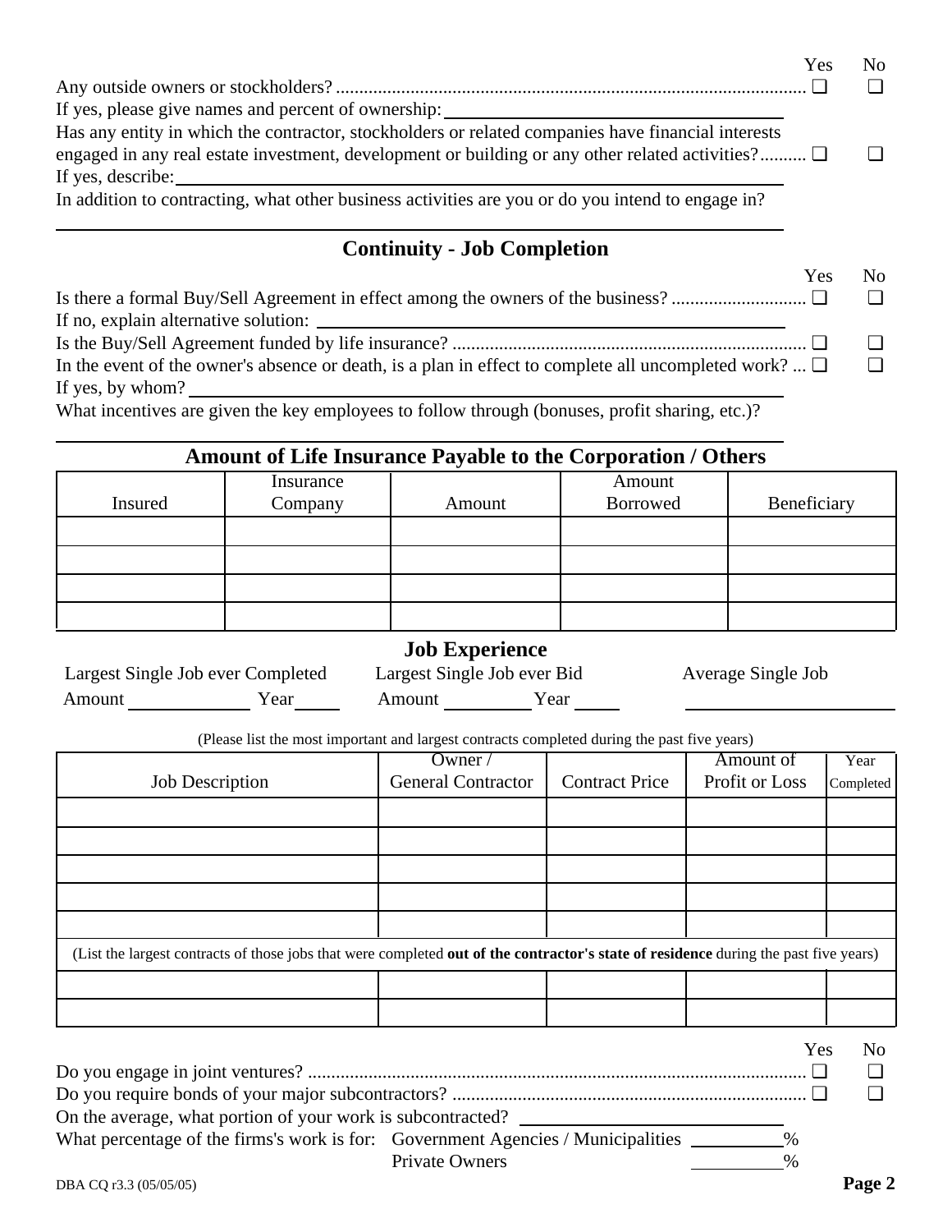| | Yes | No |
|---|---|---|
| Any outside owners or stockholders? | ❑ | ❑ |

If yes, please give names and percent of ownership: ____________________

| | Yes | No |
|---|---|---|
| Has any entity in which the contractor, stockholders or related companies have financial interests engaged in any real estate investment, development or building or any other related activities? | ❑ | ❑ |

If yes, describe: ____________________

In addition to contracting, what other business activities are you or do you intend to engage in?

____________________

## Continuity - Job Completion

| | Yes | No |
|---|---|---|
| Is there a formal Buy/Sell Agreement in effect among the owners of the business? | ❑ | ❑ |

If no, explain alternative solution: ____________________

| | Yes | No |
|---|---|---|
| Is the Buy/Sell Agreement funded by life insurance? | ❑ | ❑ |
| In the event of the owner's absence or death, is a plan in effect to complete all uncompleted work? | ❑ | ❑ |

If yes, by whom? ____________________

What incentives are given the key employees to follow through (bonuses, profit sharing, etc.)?

____________________

## Amount of Life Insurance Payable to the Corporation / Others

| Insured | Insurance Company | Amount | Amount Borrowed | Beneficiary |
|---|---|---|---|---|
| | | | | |
| | | | | |
| | | | | |
| | | | | |

## Job Experience

| Largest Single Job ever Completed | Largest Single Job ever Bid | Average Single Job |
|---|---|---|
| Amount ________ Year ______ | Amount ________ Year ______ | ____________ |

(Please list the most important and largest contracts completed during the past five years)

| Job Description | Owner / General Contractor | Contract Price | Amount of Profit or Loss | Year Completed |
|---|---|---|---|---|
| | | | | |
| | | | | |
| | | | | |
| | | | | |
| | | | | |
| (List the largest contracts of those jobs that were completed **out of the contractor's state of residence** during the past five years) | | | | |
| | | | | |
| | | | | |

| | Yes | No |
|---|---|---|
| Do you engage in joint ventures? | ❑ | ❑ |
| Do you require bonds of your major subcontractors? | ❑ | ❑ |

On the average, what portion of your work is subcontracted? ____________________

What percentage of the firms's work is for: Government Agencies / Municipalities ________%

Private Owners ________%

DBA CQ r3.3 (05/05/05)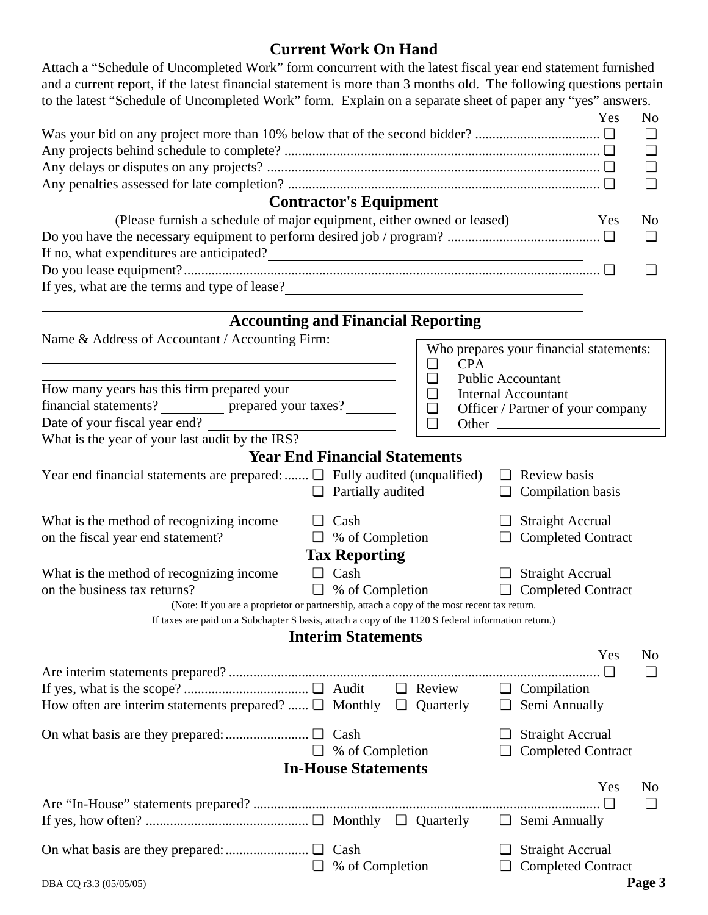## Current Work On Hand

Attach a "Schedule of Uncompleted Work" form concurrent with the latest fiscal year end statement furnished and a current report, if the latest financial statement is more than 3 months old. The following questions pertain to the latest "Schedule of Uncompleted Work" form. Explain on a separate sheet of paper any "yes" answers.

| | Yes | No |
|---|---|---|
| Was your bid on any project more than 10% below that of the second bidder? | ❑ | ❑ |
| Any projects behind schedule to complete? | ❑ | ❑ |
| Any delays or disputes on any projects? | ❑ | ❑ |
| Any penalties assessed for late completion? | ❑ | ❑ |

## Contractor's Equipment

(Please furnish a schedule of major equipment, either owned or leased)

| | Yes | No |
|---|---|---|
| Do you have the necessary equipment to perform desired job / program? | ❑ | ❑ |

If no, what expenditures are anticipated? ______________________________

| | Yes | No |
|---|---|---|
| Do you lease equipment? | ❑ | ❑ |

If yes, what are the terms and type of lease? ______________________________

______________________________________________________________

## Accounting and Financial Reporting

Name & Address of Accountant / Accounting Firm:

______________________________

______________________________

How many years has this firm prepared your financial statements? ________ prepared your taxes? ________

Date of your fiscal year end? ______________________________

What is the year of your last audit by the IRS? ____________

Who prepares your financial statements:
- ❑ CPA
- ❑ Public Accountant
- ❑ Internal Accountant
- ❑ Officer / Partner of your company
- ❑ Other ______________________

## Year End Financial Statements

Year end financial statements are prepared: ❑ Fully audited (unqualified) ❑ Review basis ❑ Partially audited ❑ Compilation basis

What is the method of recognizing income on the fiscal year end statement? ❑ Cash ❑ Straight Accrual ❑ % of Completion ❑ Completed Contract

## Tax Reporting

What is the method of recognizing income on the business tax returns? ❑ Cash ❑ Straight Accrual ❑ % of Completion ❑ Completed Contract

(Note: If you are a proprietor or partnership, attach a copy of the most recent tax return. If taxes are paid on a Subchapter S basis, attach a copy of the 1120 S federal information return.)

## Interim Statements

| | Yes | No |
|---|---|---|
| Are interim statements prepared? | ❑ | ❑ |

If yes, what is the scope? ❑ Audit ❑ Review ❑ Compilation

How often are interim statements prepared? ❑ Monthly ❑ Quarterly ❑ Semi Annually

On what basis are they prepared: ❑ Cash ❑ Straight Accrual ❑ % of Completion ❑ Completed Contract

## In-House Statements

| | Yes | No |
|---|---|---|
| Are "In-House" statements prepared? | ❑ | ❑ |

If yes, how often? ❑ Monthly ❑ Quarterly ❑ Semi Annually

On what basis are they prepared: ❑ Cash ❑ Straight Accrual ❑ % of Completion ❑ Completed Contract

DBA CQ r3.3 (05/05/05)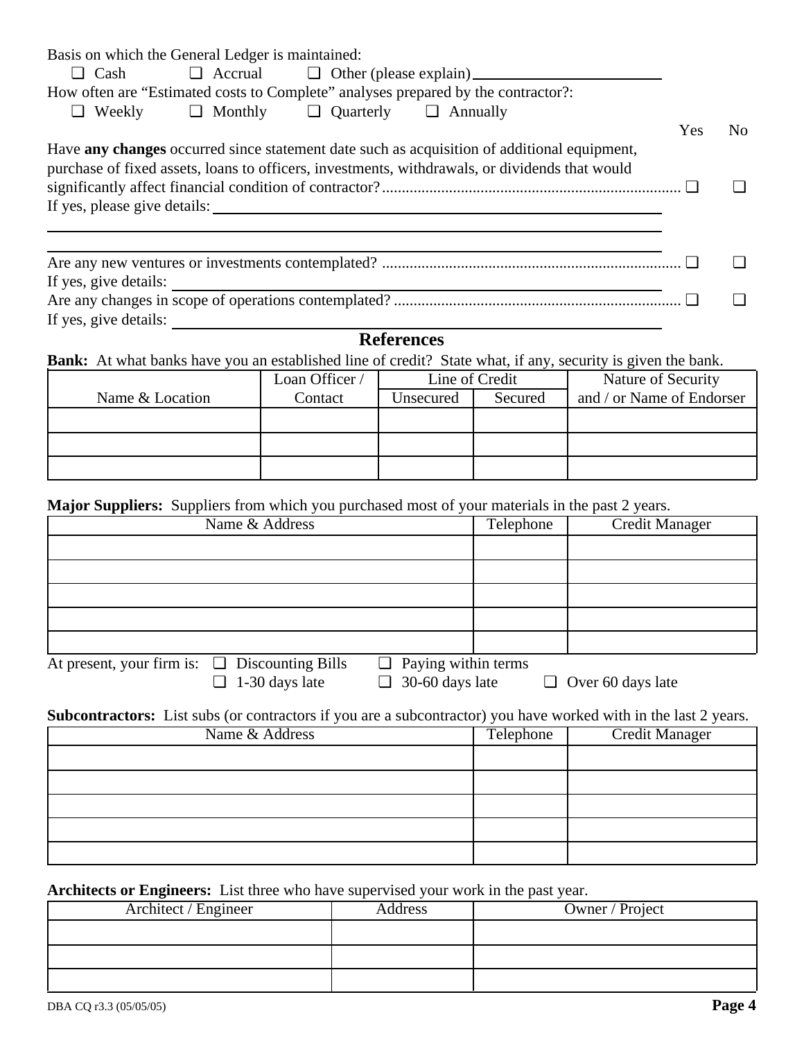Basis on which the General Ledger is maintained:

❑ Cash ❑ Accrual ❑ Other (please explain) ____________________

How often are "Estimated costs to Complete" analyses prepared by the contractor?:

❑ Weekly ❑ Monthly ❑ Quarterly ❑ Annually

| | Yes | No |
|---|---|---|
| Have **any changes** occurred since statement date such as acquisition of additional equipment, purchase of fixed assets, loans to officers, investments, withdrawals, or dividends that would significantly affect financial condition of contractor? | ❑ | ❑ |

If yes, please give details: ____________________

____________________

____________________

| | Yes | No |
|---|---|---|
| Are any new ventures or investments contemplated? | ❑ | ❑ |

If yes, give details: ____________________

| | Yes | No |
|---|---|---|
| Are any changes in scope of operations contemplated? | ❑ | ❑ |

If yes, give details: ____________________

## References

**Bank:** At what banks have you an established line of credit? State what, if any, security is given the bank.

| | Loan Officer / | Line of Credit | | Nature of Security |
|---|---|---|---|---|
| Name & Location | Contact | Unsecured | Secured | and / or Name of Endorser |
| | | | | |
| | | | | |
| | | | | |

**Major Suppliers:** Suppliers from which you purchased most of your materials in the past 2 years.

| Name & Address | Telephone | Credit Manager |
|---|---|---|
| | | |
| | | |
| | | |
| | | |
| | | |

At present, your firm is: ❑ Discounting Bills ❑ Paying within terms

❑ 1-30 days late ❑ 30-60 days late ❑ Over 60 days late

**Subcontractors:** List subs (or contractors if you are a subcontractor) you have worked with in the last 2 years.

| Name & Address | Telephone | Credit Manager |
|---|---|---|
| | | |
| | | |
| | | |
| | | |
| | | |

**Architects or Engineers:** List three who have supervised your work in the past year.

| Architect / Engineer | Address | Owner / Project |
|---|---|---|
| | | |
| | | |
| | | |

DBA CQ r3.3 (05/05/05)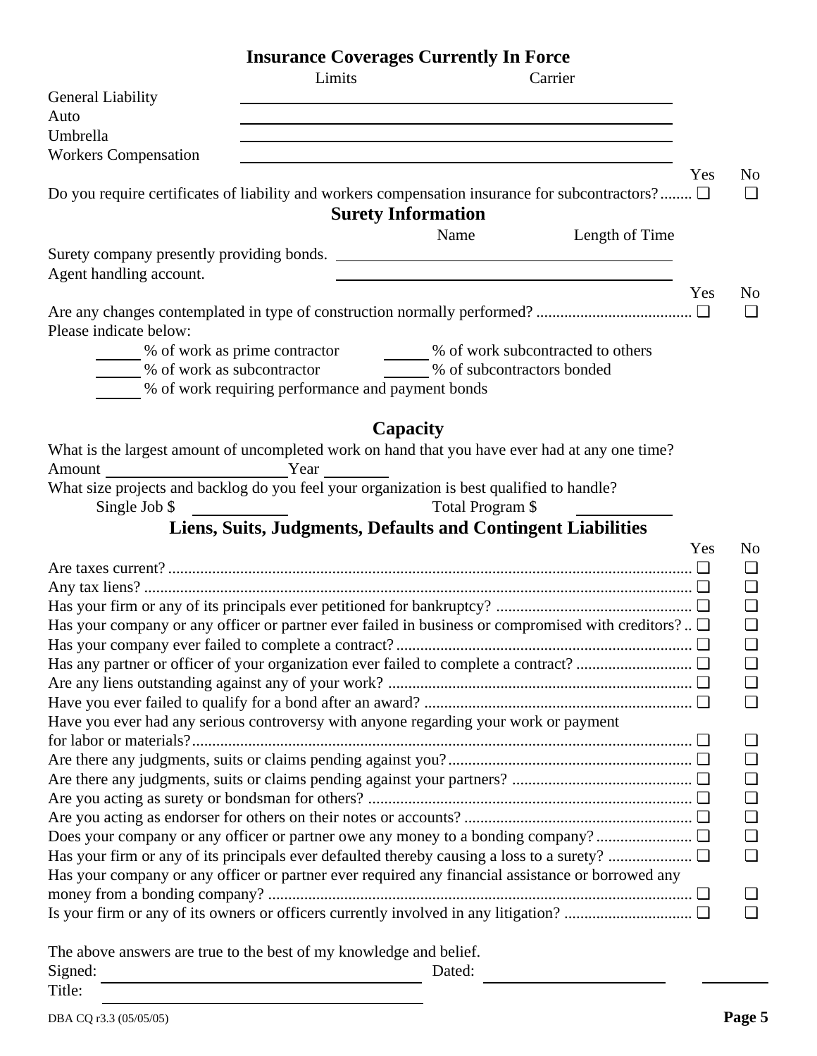## Insurance Coverages Currently In Force

| | Limits | Carrier |
|---|---|---|
| General Liability | | |
| Auto | | |
| Umbrella | | |
| Workers Compensation | | |

| | Yes | No |
|---|---|---|
| Do you require certificates of liability and workers compensation insurance for subcontractors? | ❑ | ❑ |

## Surety Information

| | Name | Length of Time |
|---|---|---|
| Surety company presently providing bonds. | | |
| Agent handling account. | | |

| | Yes | No |
|---|---|---|
| Are any changes contemplated in type of construction normally performed? | ❑ | ❑ |

Please indicate below:

_____ % of work as prime contractor  _____ % of work subcontracted to others
_____ % of work as subcontractor  _____ % of subcontractors bonded
_____ % of work requiring performance and payment bonds

## Capacity

What is the largest amount of uncompleted work on hand that you have ever had at any one time?

Amount ____________________ Year ________

What size projects and backlog do you feel your organization is best qualified to handle?

Single Job $ __________  Total Program $ __________

## Liens, Suits, Judgments, Defaults and Contingent Liabilities

| | Yes | No |
|---|---|---|
| Are taxes current? | ❑ | ❑ |
| Any tax liens? | ❑ | ❑ |
| Has your firm or any of its principals ever petitioned for bankruptcy? | ❑ | ❑ |
| Has your company or any officer or partner ever failed in business or compromised with creditors? | ❑ | ❑ |
| Has your company ever failed to complete a contract? | ❑ | ❑ |
| Has any partner or officer of your organization ever failed to complete a contract? | ❑ | ❑ |
| Are any liens outstanding against any of your work? | ❑ | ❑ |
| Have you ever failed to qualify for a bond after an award? | ❑ | ❑ |
| Have you ever had any serious controversy with anyone regarding your work or payment for labor or materials? | ❑ | ❑ |
| Are there any judgments, suits or claims pending against you? | ❑ | ❑ |
| Are there any judgments, suits or claims pending against your partners? | ❑ | ❑ |
| Are you acting as surety or bondsman for others? | ❑ | ❑ |
| Are you acting as endorser for others on their notes or accounts? | ❑ | ❑ |
| Does your company or any officer or partner owe any money to a bonding company? | ❑ | ❑ |
| Has your firm or any of its principals ever defaulted thereby causing a loss to a surety? | ❑ | ❑ |
| Has your company or any officer or partner ever required any financial assistance or borrowed any money from a bonding company? | ❑ | ❑ |
| Is your firm or any of its owners or officers currently involved in any litigation? | ❑ | ❑ |

The above answers are true to the best of my knowledge and belief.

Signed: ______________________________ Dated: ____________________ ________

Title: ______________________________

DBA CQ r3.3 (05/05/05)